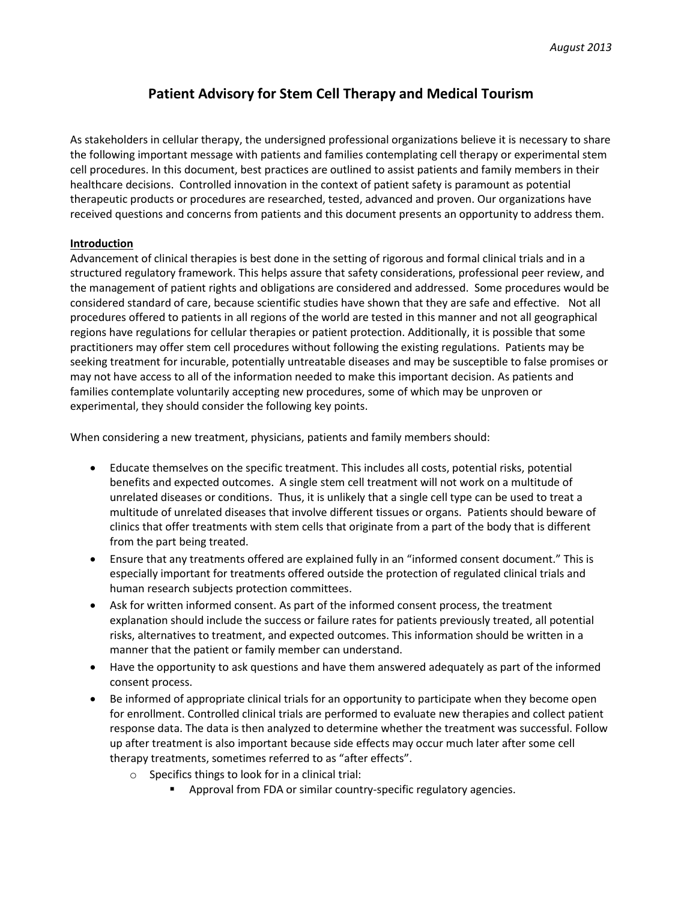*August 2013*

# Patient Advisory for Stem Cell Therapy and Medical Tourism

As stakeholders in cellular therapy, the undersigned professional organizations believe it is necessary to share the following important message with patients and families contemplating cell therapy or experimental stem cell procedures. In this document, best practices are outlined to assist patients and family members in their healthcare decisions. Controlled innovation in the context of patient safety is paramount as potential therapeutic products or procedures are researched, tested, advanced and proven. Our organizations have received questions and concerns from patients and this document presents an opportunity to address them.

## Introduction

Advancement of clinical therapies is best done in the setting of rigorous and formal clinical trials and in a structured regulatory framework. This helps assure that safety considerations, professional peer review, and the management of patient rights and obligations are considered and addressed. Some procedures would be considered standard of care, because scientific studies have shown that they are safe and effective. Not all procedures offered to patients in all regions of the world are tested in this manner and not all geographical regions have regulations for cellular therapies or patient protection. Additionally, it is possible that some practitioners may offer stem cell procedures without following the existing regulations. Patients may be seeking treatment for incurable, potentially untreatable diseases and may be susceptible to false promises or may not have access to all of the information needed to make this important decision. As patients and families contemplate voluntarily accepting new procedures, some of which may be unproven or experimental, they should consider the following key points.

When considering a new treatment, physicians, patients and family members should:

- Educate themselves on the specific treatment. This includes all costs, potential risks, potential benefits and expected outcomes. A single stem cell treatment will not work on a multitude of unrelated diseases or conditions. Thus, it is unlikely that a single cell type can be used to treat a multitude of unrelated diseases that involve different tissues or organs. Patients should beware of clinics that offer treatments with stem cells that originate from a part of the body that is different from the part being treated.
- Ensure that any treatments offered are explained fully in an "informed consent document." This is especially important for treatments offered outside the protection of regulated clinical trials and human research subjects protection committees.
- Ask for written informed consent. As part of the informed consent process, the treatment explanation should include the success or failure rates for patients previously treated, all potential risks, alternatives to treatment, and expected outcomes. This information should be written in a manner that the patient or family member can understand.
- Have the opportunity to ask questions and have them answered adequately as part of the informed consent process.
- Be informed of appropriate clinical trials for an opportunity to participate when they become open for enrollment. Controlled clinical trials are performed to evaluate new therapies and collect patient response data. The data is then analyzed to determine whether the treatment was successful. Follow up after treatment is also important because side effects may occur much later after some cell therapy treatments, sometimes referred to as "after effects".
    - Specifics things to look for in a clinical trial:
        - Approval from FDA or similar country-specific regulatory agencies.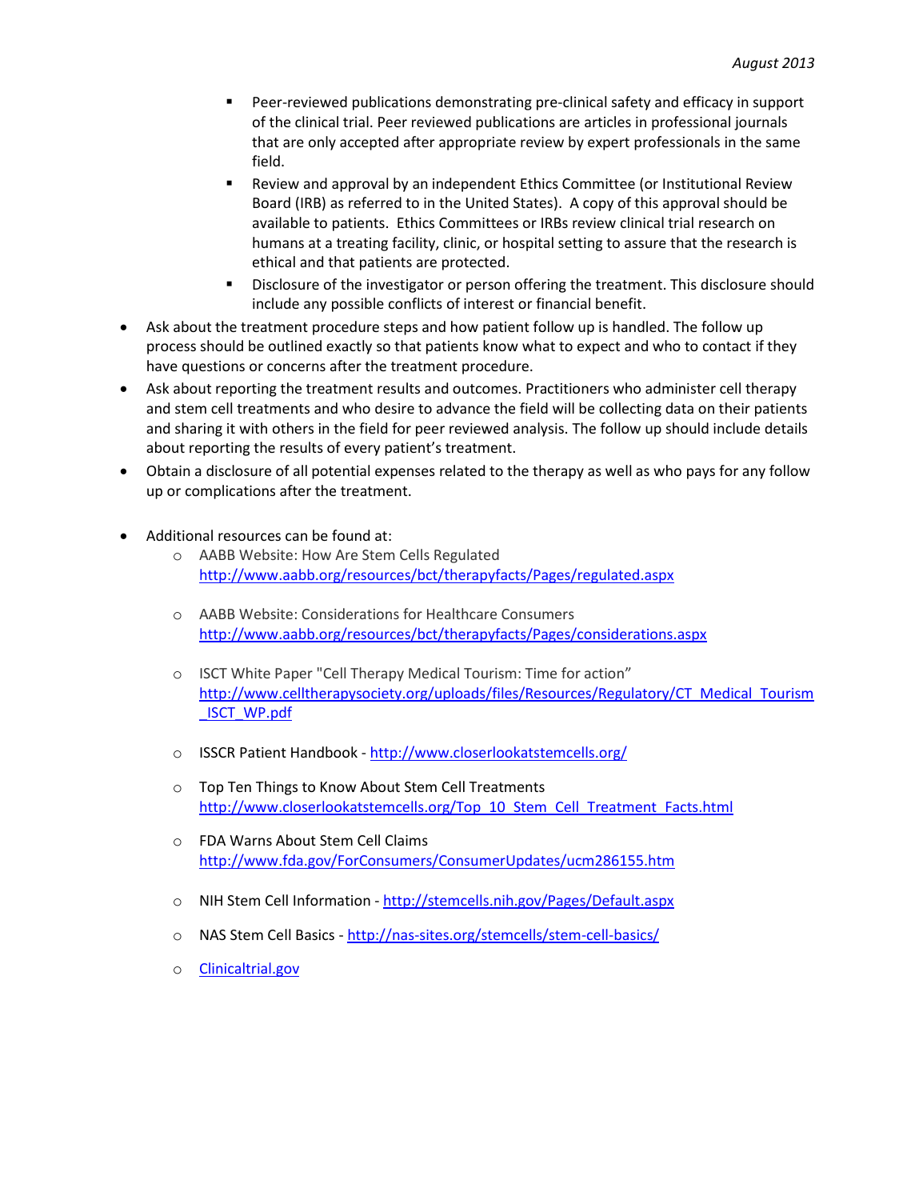- Peer-reviewed publications demonstrating pre-clinical safety and efficacy in support of the clinical trial. Peer reviewed publications are articles in professional journals that are only accepted after appropriate review by expert professionals in the same field.
    - Review and approval by an independent Ethics Committee (or Institutional Review Board (IRB) as referred to in the United States). A copy of this approval should be available to patients. Ethics Committees or IRBs review clinical trial research on humans at a treating facility, clinic, or hospital setting to assure that the research is ethical and that patients are protected.
    - Disclosure of the investigator or person offering the treatment. This disclosure should include any possible conflicts of interest or financial benefit.
- Ask about the treatment procedure steps and how patient follow up is handled. The follow up process should be outlined exactly so that patients know what to expect and who to contact if they have questions or concerns after the treatment procedure.
- Ask about reporting the treatment results and outcomes. Practitioners who administer cell therapy and stem cell treatments and who desire to advance the field will be collecting data on their patients and sharing it with others in the field for peer reviewed analysis. The follow up should include details about reporting the results of every patient's treatment.
- Obtain a disclosure of all potential expenses related to the therapy as well as who pays for any follow up or complications after the treatment.

- Additional resources can be found at:
    - AABB Website: How Are Stem Cells Regulated
      http://www.aabb.org/resources/bct/therapyfacts/Pages/regulated.aspx
    - AABB Website: Considerations for Healthcare Consumers
      http://www.aabb.org/resources/bct/therapyfacts/Pages/considerations.aspx
    - ISCT White Paper "Cell Therapy Medical Tourism: Time for action"
      http://www.celltherapysociety.org/uploads/files/Resources/Regulatory/CT_Medical_Tourism_ISCT_WP.pdf
    - ISSCR Patient Handbook - http://www.closerlookatstemcells.org/
    - Top Ten Things to Know About Stem Cell Treatments
      http://www.closerlookatstemcells.org/Top_10_Stem_Cell_Treatment_Facts.html
    - FDA Warns About Stem Cell Claims
      http://www.fda.gov/ForConsumers/ConsumerUpdates/ucm286155.htm
    - NIH Stem Cell Information - http://stemcells.nih.gov/Pages/Default.aspx
    - NAS Stem Cell Basics - http://nas-sites.org/stemcells/stem-cell-basics/
    - Clinicaltrial.gov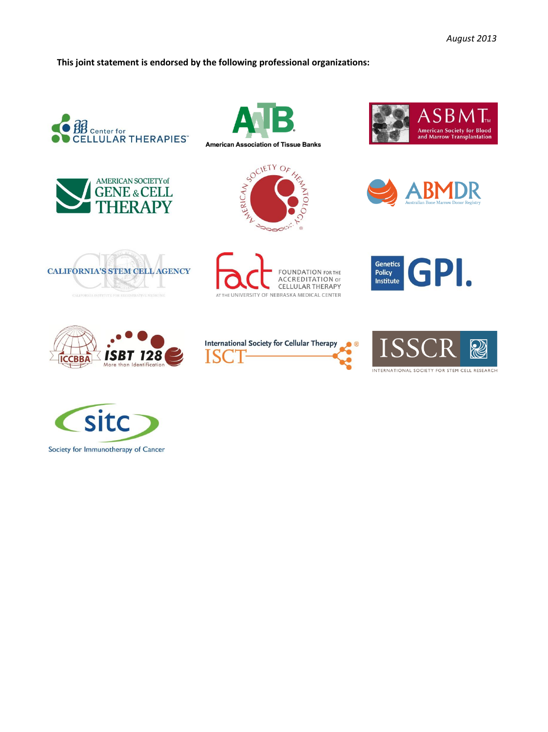*August 2013*

**This joint statement is endorsed by the following professional organizations:**

AABB Center for Cellular Therapies

AATB American Association of Tissue Banks

ASBMT American Society for Blood and Marrow Transplantation

American Society of Gene & Cell Therapy

American Society of Hematology

ABMDR Australian Bone Marrow Donor Registry

California's Stem Cell Agency – California Institute for Regenerative Medicine

FACT Foundation for the Accreditation of Cellular Therapy at the University of Nebraska Medical Center

Genetics Policy Institute GPI.

ICCBBA ISBT 128 More than Identification

International Society for Cellular Therapy ISCT

ISSCR International Society for Stem Cell Research

sitc Society for Immunotherapy of Cancer